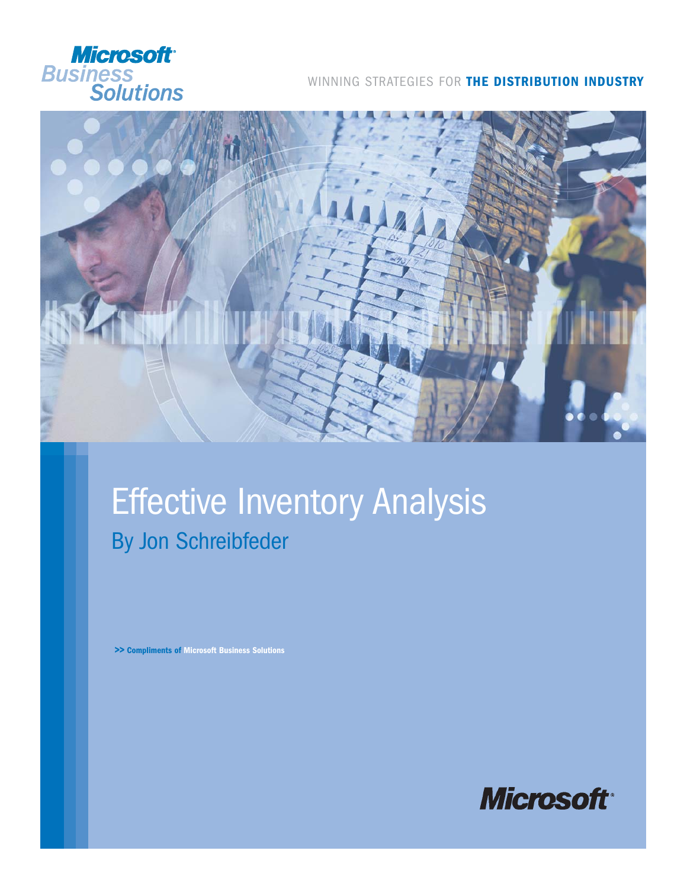Microsoft Business Solutions

WINNING STRATEGIES FOR **THE DISTRIBUTION INDUSTRY**

# Effective Inventory Analysis

## By Jon Schreibfeder

**>> Compliments of Microsoft Business Solutions**

Microsoft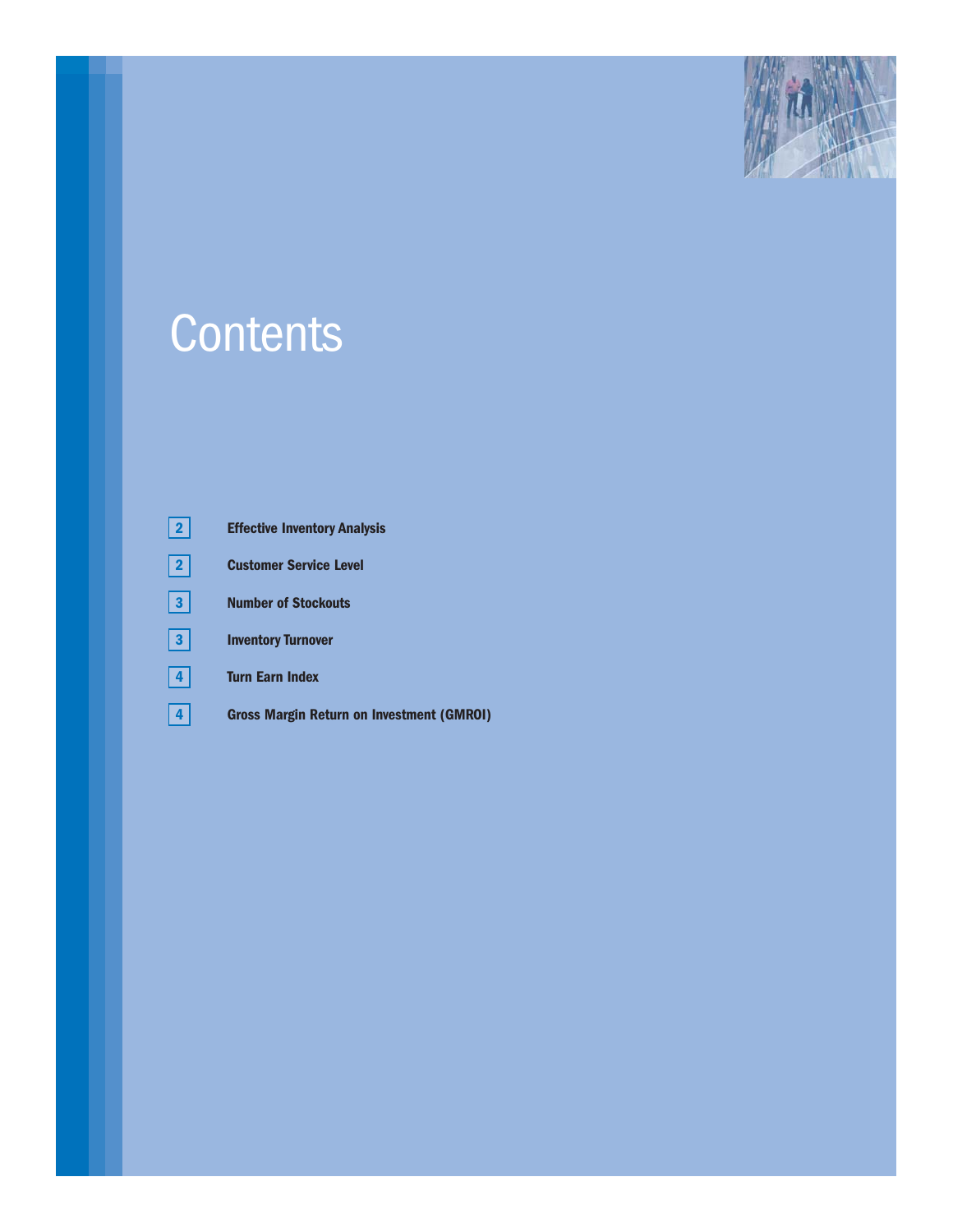# Contents

| | |
|---|---|
| 2 | **Effective Inventory Analysis** |
| 2 | **Customer Service Level** |
| 3 | **Number of Stockouts** |
| 3 | **Inventory Turnover** |
| 4 | **Turn Earn Index** |
| 4 | **Gross Margin Return on Investment (GMROI)** |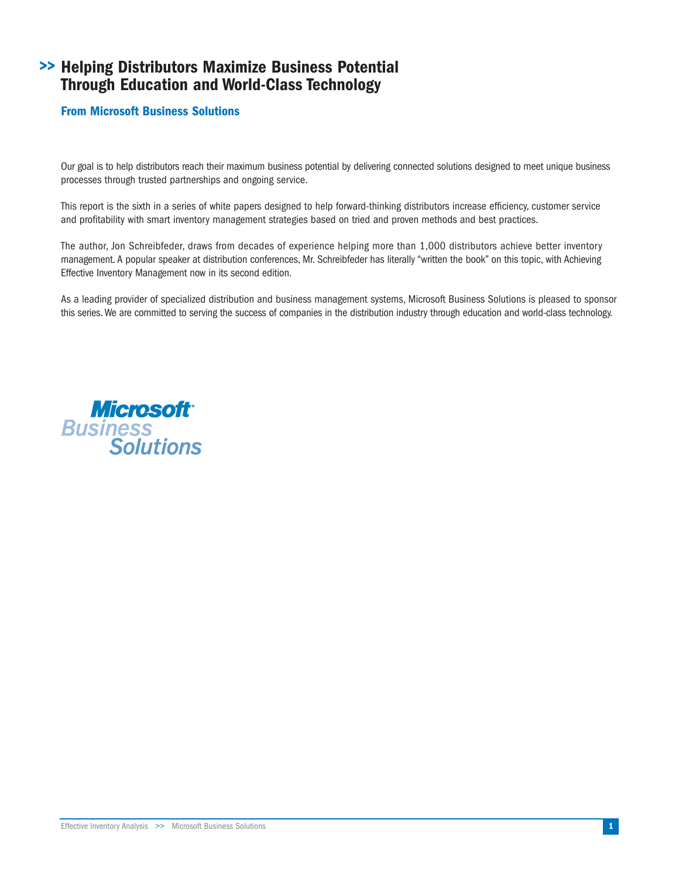# >> Helping Distributors Maximize Business Potential Through Education and World-Class Technology

### From Microsoft Business Solutions

Our goal is to help distributors reach their maximum business potential by delivering connected solutions designed to meet unique business processes through trusted partnerships and ongoing service.

This report is the sixth in a series of white papers designed to help forward-thinking distributors increase efficiency, customer service and profitability with smart inventory management strategies based on tried and proven methods and best practices.

The author, Jon Schreibfeder, draws from decades of experience helping more than 1,000 distributors achieve better inventory management. A popular speaker at distribution conferences, Mr. Schreibfeder has literally "written the book" on this topic, with Achieving Effective Inventory Management now in its second edition.

As a leading provider of specialized distribution and business management systems, Microsoft Business Solutions is pleased to sponsor this series. We are committed to serving the success of companies in the distribution industry through education and world-class technology.

Microsoft® Business Solutions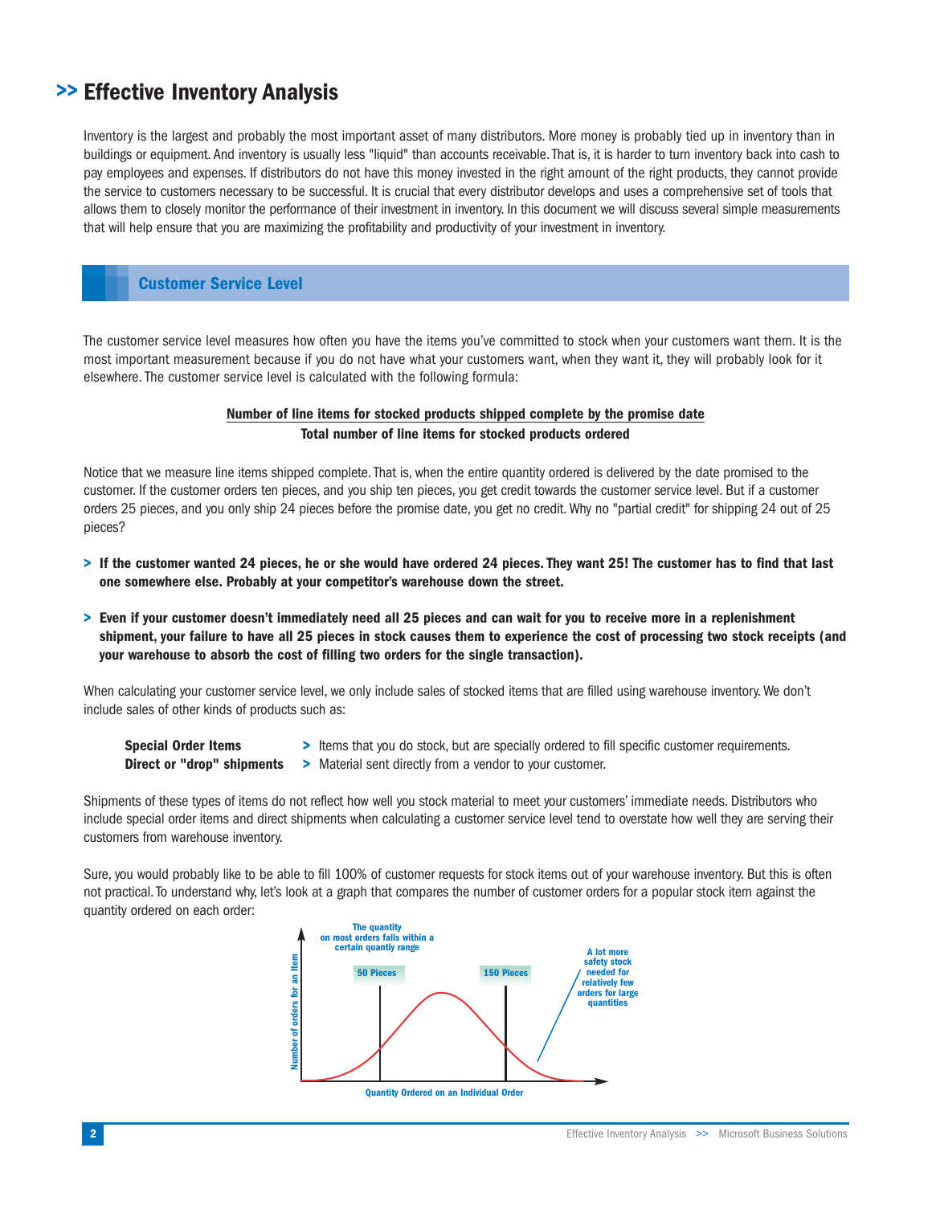# >> Effective Inventory Analysis

Inventory is the largest and probably the most important asset of many distributors. More money is probably tied up in inventory than in buildings or equipment. And inventory is usually less "liquid" than accounts receivable. That is, it is harder to turn inventory back into cash to pay employees and expenses. If distributors do not have this money invested in the right amount of the right products, they cannot provide the service to customers necessary to be successful. It is crucial that every distributor develops and uses a comprehensive set of tools that allows them to closely monitor the performance of their investment in inventory. In this document we will discuss several simple measurements that will help ensure that you are maximizing the profitability and productivity of your investment in inventory.

## Customer Service Level

The customer service level measures how often you have the items you've committed to stock when your customers want them. It is the most important measurement because if you do not have what your customers want, when they want it, they will probably look for it elsewhere. The customer service level is calculated with the following formula:

$$\frac{\text{Number of line items for stocked products shipped complete by the promise date}}{\text{Total number of line items for stocked products ordered}}$$

Notice that we measure line items shipped complete. That is, when the entire quantity ordered is delivered by the date promised to the customer. If the customer orders ten pieces, and you ship ten pieces, you get credit towards the customer service level. But if a customer orders 25 pieces, and you only ship 24 pieces before the promise date, you get no credit. Why no "partial credit" for shipping 24 out of 25 pieces?

> **If the customer wanted 24 pieces, he or she would have ordered 24 pieces. They want 25! The customer has to find that last one somewhere else. Probably at your competitor's warehouse down the street.**

> **Even if your customer doesn't immediately need all 25 pieces and can wait for you to receive more in a replenishment shipment, your failure to have all 25 pieces in stock causes them to experience the cost of processing two stock receipts (and your warehouse to absorb the cost of filling two orders for the single transaction).**

When calculating your customer service level, we only include sales of stocked items that are filled using warehouse inventory. We don't include sales of other kinds of products such as:

- **Special Order Items** > Items that you do stock, but are specially ordered to fill specific customer requirements.
- **Direct or "drop" shipments** > Material sent directly from a vendor to your customer.

Shipments of these types of items do not reflect how well you stock material to meet your customers' immediate needs. Distributors who include special order items and direct shipments when calculating a customer service level tend to overstate how well they are serving their customers from warehouse inventory.

Sure, you would probably like to be able to fill 100% of customer requests for stock items out of your warehouse inventory. But this is often not practical. To understand why, let's look at a graph that compares the number of customer orders for a popular stock item against the quantity ordered on each order:

The quantity on most orders falls within a certain quantity range

50 Pieces

150 Pieces

A lot more safety stock needed for relatively few orders for large quantities

Number of orders for an Item

Quantity Ordered on an Individual Order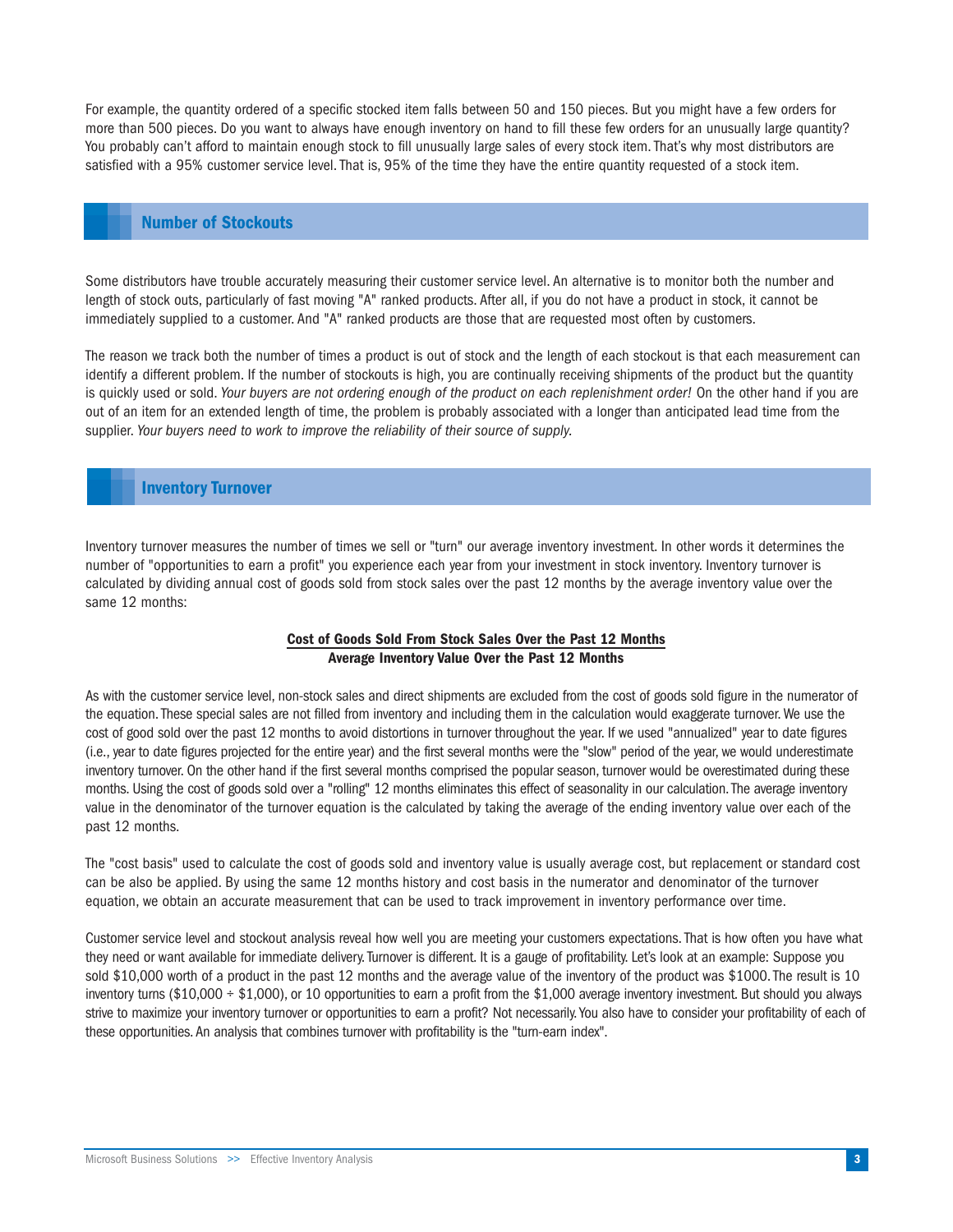For example, the quantity ordered of a specific stocked item falls between 50 and 150 pieces. But you might have a few orders for more than 500 pieces. Do you want to always have enough inventory on hand to fill these few orders for an unusually large quantity? You probably can't afford to maintain enough stock to fill unusually large sales of every stock item. That's why most distributors are satisfied with a 95% customer service level. That is, 95% of the time they have the entire quantity requested of a stock item.

## Number of Stockouts

Some distributors have trouble accurately measuring their customer service level. An alternative is to monitor both the number and length of stock outs, particularly of fast moving "A" ranked products. After all, if you do not have a product in stock, it cannot be immediately supplied to a customer. And "A" ranked products are those that are requested most often by customers.

The reason we track both the number of times a product is out of stock and the length of each stockout is that each measurement can identify a different problem. If the number of stockouts is high, you are continually receiving shipments of the product but the quantity is quickly used or sold. *Your buyers are not ordering enough of the product on each replenishment order!* On the other hand if you are out of an item for an extended length of time, the problem is probably associated with a longer than anticipated lead time from the supplier. *Your buyers need to work to improve the reliability of their source of supply.*

## Inventory Turnover

Inventory turnover measures the number of times we sell or "turn" our average inventory investment. In other words it determines the number of "opportunities to earn a profit" you experience each year from your investment in stock inventory. Inventory turnover is calculated by dividing annual cost of goods sold from stock sales over the past 12 months by the average inventory value over the same 12 months:

$$\frac{\textbf{Cost of Goods Sold From Stock Sales Over the Past 12 Months}}{\textbf{Average Inventory Value Over the Past 12 Months}}$$

As with the customer service level, non-stock sales and direct shipments are excluded from the cost of goods sold figure in the numerator of the equation. These special sales are not filled from inventory and including them in the calculation would exaggerate turnover. We use the cost of good sold over the past 12 months to avoid distortions in turnover throughout the year. If we used "annualized" year to date figures (i.e., year to date figures projected for the entire year) and the first several months were the "slow" period of the year, we would underestimate inventory turnover. On the other hand if the first several months comprised the popular season, turnover would be overestimated during these months. Using the cost of goods sold over a "rolling" 12 months eliminates this effect of seasonality in our calculation. The average inventory value in the denominator of the turnover equation is the calculated by taking the average of the ending inventory value over each of the past 12 months.

The "cost basis" used to calculate the cost of goods sold and inventory value is usually average cost, but replacement or standard cost can be also be applied. By using the same 12 months history and cost basis in the numerator and denominator of the turnover equation, we obtain an accurate measurement that can be used to track improvement in inventory performance over time.

Customer service level and stockout analysis reveal how well you are meeting your customers expectations. That is how often you have what they need or want available for immediate delivery. Turnover is different. It is a gauge of profitability. Let's look at an example: Suppose you sold $10,000 worth of a product in the past 12 months and the average value of the inventory of the product was $1000. The result is 10 inventory turns ($10,000 ÷ $1,000), or 10 opportunities to earn a profit from the $1,000 average inventory investment. But should you always strive to maximize your inventory turnover or opportunities to earn a profit? Not necessarily. You also have to consider your profitability of each of these opportunities. An analysis that combines turnover with profitability is the "turn-earn index".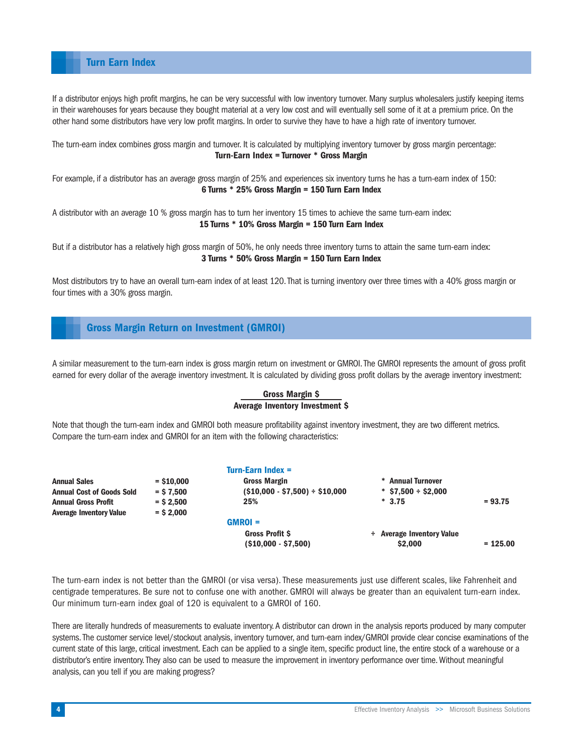## Turn Earn Index

If a distributor enjoys high profit margins, he can be very successful with low inventory turnover. Many surplus wholesalers justify keeping items in their warehouses for years because they bought material at a very low cost and will eventually sell some of it at a premium price. On the other hand some distributors have very low profit margins. In order to survive they have to have a high rate of inventory turnover.

The turn-earn index combines gross margin and turnover. It is calculated by multiplying inventory turnover by gross margin percentage:

**Turn-Earn Index = Turnover * Gross Margin**

For example, if a distributor has an average gross margin of 25% and experiences six inventory turns he has a turn-earn index of 150:

**6 Turns * 25% Gross Margin = 150 Turn Earn Index**

A distributor with an average 10 % gross margin has to turn her inventory 15 times to achieve the same turn-earn index:

**15 Turns * 10% Gross Margin = 150 Turn Earn Index**

But if a distributor has a relatively high gross margin of 50%, he only needs three inventory turns to attain the same turn-earn index:

**3 Turns * 50% Gross Margin = 150 Turn Earn Index**

Most distributors try to have an overall turn-earn index of at least 120. That is turning inventory over three times with a 40% gross margin or four times with a 30% gross margin.

## Gross Margin Return on Investment (GMROI)

A similar measurement to the turn-earn index is gross margin return on investment or GMROI. The GMROI represents the amount of gross profit earned for every dollar of the average inventory investment. It is calculated by dividing gross profit dollars by the average inventory investment:

$$\frac{\textbf{Gross Margin \$}}{\textbf{Average Inventory Investment \$}}$$

Note that though the turn-earn index and GMROI both measure profitability against inventory investment, they are two different metrics. Compare the turn-earn index and GMROI for an item with the following characteristics:

| | | | | |
|---|---|---|---|---|
| **Annual Sales** | **= $10,000** | **Turn-Earn Index =** | | |
| **Annual Cost of Goods Sold** | **= $ 7,500** | **Gross Margin** | **\* Annual Turnover** | |
| **Annual Gross Profit** | **= $ 2,500** | **($10,000 - $7,500) ÷ $10,000** | **\* $7,500 ÷ $2,000** | |
| **Average Inventory Value** | **= $ 2,000** | **25%** | **\* 3.75** | **= 93.75** |
| | | **GMROI =** | | |
| | | **Gross Profit $** | **÷ Average Inventory Value** | |
| | | **($10,000 - $7,500)** | **$2,000** | **= 125.00** |

The turn-earn index is not better than the GMROI (or visa versa). These measurements just use different scales, like Fahrenheit and centigrade temperatures. Be sure not to confuse one with another. GMROI will always be greater than an equivalent turn-earn index. Our minimum turn-earn index goal of 120 is equivalent to a GMROI of 160.

There are literally hundreds of measurements to evaluate inventory. A distributor can drown in the analysis reports produced by many computer systems. The customer service level/stockout analysis, inventory turnover, and turn-earn index/GMROI provide clear concise examinations of the current state of this large, critical investment. Each can be applied to a single item, specific product line, the entire stock of a warehouse or a distributor's entire inventory. They also can be used to measure the improvement in inventory performance over time. Without meaningful analysis, can you tell if you are making progress?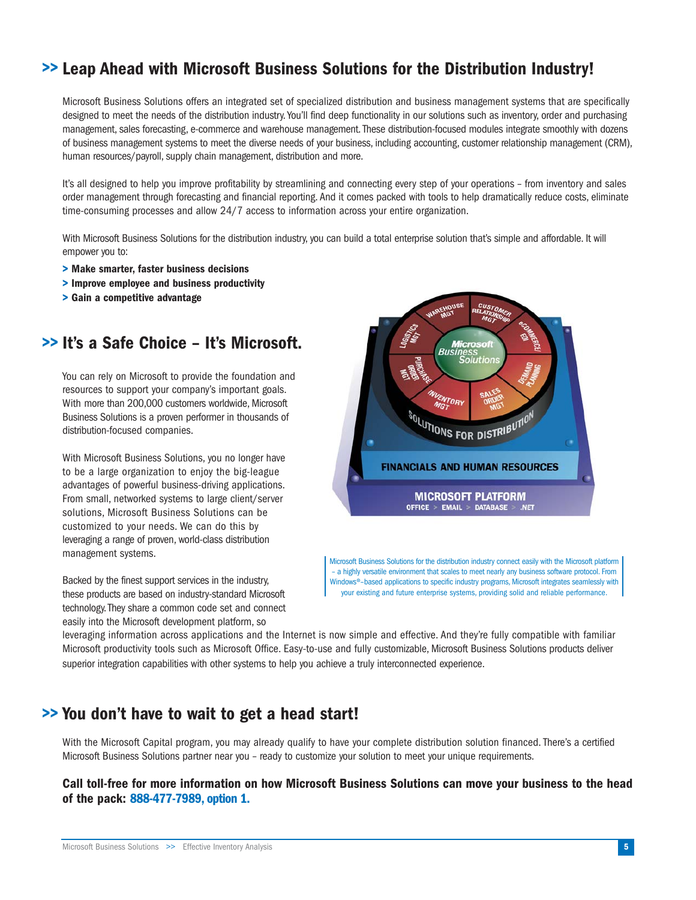## >> Leap Ahead with Microsoft Business Solutions for the Distribution Industry!

Microsoft Business Solutions offers an integrated set of specialized distribution and business management systems that are specifically designed to meet the needs of the distribution industry. You'll find deep functionality in our solutions such as inventory, order and purchasing management, sales forecasting, e-commerce and warehouse management. These distribution-focused modules integrate smoothly with dozens of business management systems to meet the diverse needs of your business, including accounting, customer relationship management (CRM), human resources/payroll, supply chain management, distribution and more.

It's all designed to help you improve profitability by streamlining and connecting every step of your operations – from inventory and sales order management through forecasting and financial reporting. And it comes packed with tools to help dramatically reduce costs, eliminate time-consuming processes and allow 24/7 access to information across your entire organization.

With Microsoft Business Solutions for the distribution industry, you can build a total enterprise solution that's simple and affordable. It will empower you to:

> **Make smarter, faster business decisions**
> **Improve employee and business productivity**
> **Gain a competitive advantage**

## >> It's a Safe Choice – It's Microsoft.

You can rely on Microsoft to provide the foundation and resources to support your company's important goals. With more than 200,000 customers worldwide, Microsoft Business Solutions is a proven performer in thousands of distribution-focused companies.

With Microsoft Business Solutions, you no longer have to be a large organization to enjoy the big-league advantages of powerful business-driving applications. From small, networked systems to large client/server solutions, Microsoft Business Solutions can be customized to your needs. We can do this by leveraging a range of proven, world-class distribution management systems.

Backed by the finest support services in the industry, these products are based on industry-standard Microsoft technology. They share a common code set and connect easily into the Microsoft development platform, so leveraging information across applications and the Internet is now simple and effective. And they're fully compatible with familiar Microsoft productivity tools such as Microsoft Office. Easy-to-use and fully customizable, Microsoft Business Solutions products deliver superior integration capabilities with other systems to help you achieve a truly interconnected experience.

Microsoft Business Solutions for the distribution industry connect easily with the Microsoft platform – a highly versatile environment that scales to meet nearly any business software protocol. From Windows®-based applications to specific industry programs, Microsoft integrates seamlessly with your existing and future enterprise systems, providing solid and reliable performance.

## >> You don't have to wait to get a head start!

With the Microsoft Capital program, you may already qualify to have your complete distribution solution financed. There's a certified Microsoft Business Solutions partner near you – ready to customize your solution to meet your unique requirements.

**Call toll-free for more information on how Microsoft Business Solutions can move your business to the head of the pack: 888-477-7989, option 1.**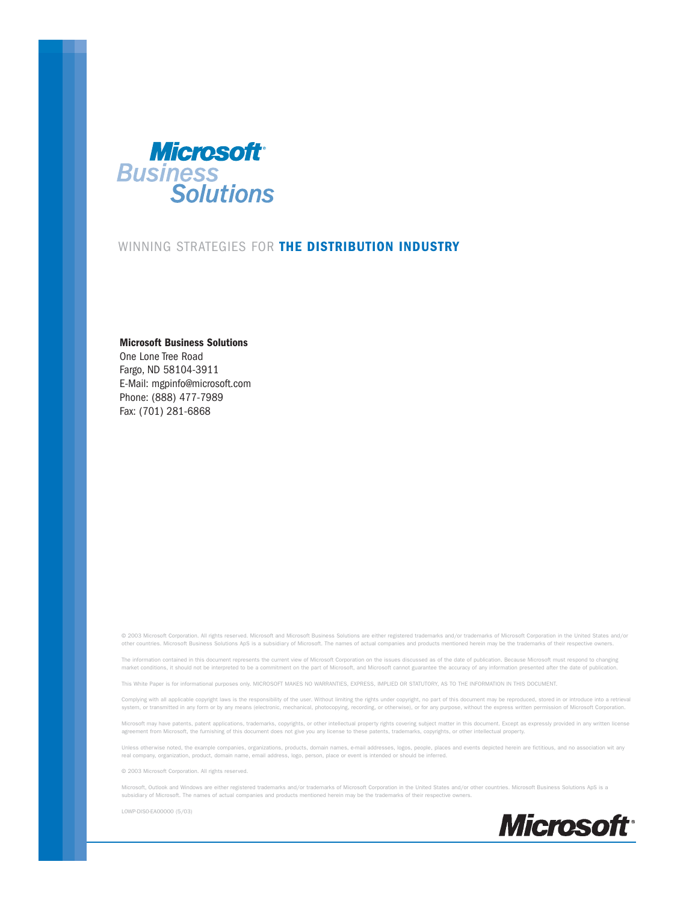Microsoft Business Solutions

WINNING STRATEGIES FOR **THE DISTRIBUTION INDUSTRY**

**Microsoft Business Solutions**
One Lone Tree Road
Fargo, ND 58104-3911
E-Mail: mgpinfo@microsoft.com
Phone: (888) 477-7989
Fax: (701) 281-6868

© 2003 Microsoft Corporation. All rights reserved. Microsoft and Microsoft Business Solutions are either registered trademarks and/or trademarks of Microsoft Corporation in the United States and/or other countries. Microsoft Business Solutions ApS is a subsidiary of Microsoft. The names of actual companies and products mentioned herein may be the trademarks of their respective owners.

The information contained in this document represents the current view of Microsoft Corporation on the issues discussed as of the date of publication. Because Microsoft must respond to changing market conditions, it should not be interpreted to be a commitment on the part of Microsoft, and Microsoft cannot guarantee the accuracy of any information presented after the date of publication.

This White Paper is for informational purposes only. MICROSOFT MAKES NO WARRANTIES, EXPRESS, IMPLIED OR STATUTORY, AS TO THE INFORMATION IN THIS DOCUMENT.

Complying with all applicable copyright laws is the responsibility of the user. Without limiting the rights under copyright, no part of this document may be reproduced, stored in or introduce into a retrieval system, or transmitted in any form or by any means (electronic, mechanical, photocopying, recording, or otherwise), or for any purpose, without the express written permission of Microsoft Corporation.

Microsoft may have patents, patent applications, trademarks, copyrights, or other intellectual property rights covering subject matter in this document. Except as expressly provided in any written license agreement from Microsoft, the furnishing of this document does not give you any license to these patents, trademarks, copyrights, or other intellectual property.

Unless otherwise noted, the example companies, organizations, products, domain names, e-mail addresses, logos, people, places and events depicted herein are fictitious, and no association wit any real company, organization, product, domain name, email address, logo, person, place or event is intended or should be inferred.

© 2003 Microsoft Corporation. All rights reserved.

Microsoft, Outlook and Windows are either registered trademarks and/or trademarks of Microsoft Corporation in the United States and/or other countries. Microsoft Business Solutions ApS is a subsidiary of Microsoft. The names of actual companies and products mentioned herein may be the trademarks of their respective owners.

L0WP-DIS0-EA00000 (5/03)

Microsoft